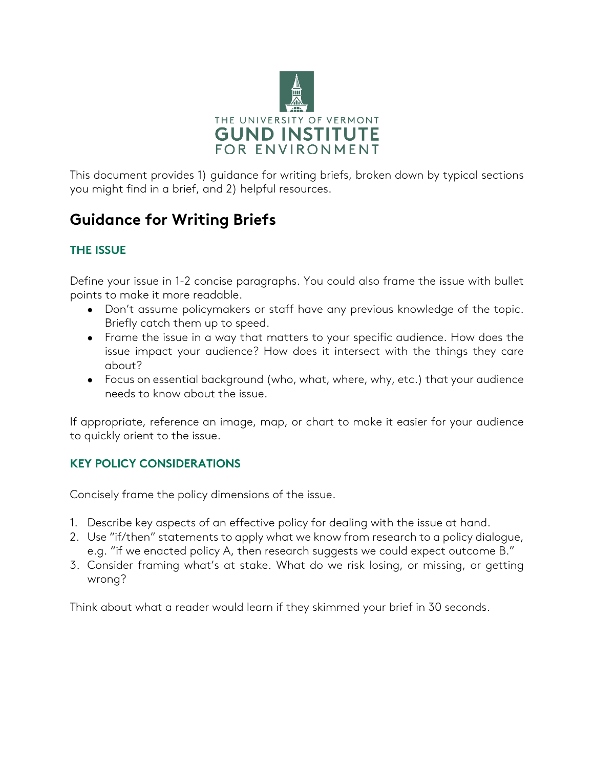THE UNIVERSITY OF VERMONT
**GUND INSTITUTE**
FOR ENVIRONMENT

This document provides 1) guidance for writing briefs, broken down by typical sections you might find in a brief, and 2) helpful resources.

# Guidance for Writing Briefs

### THE ISSUE

Define your issue in 1-2 concise paragraphs. You could also frame the issue with bullet points to make it more readable.

- Don't assume policymakers or staff have any previous knowledge of the topic. Briefly catch them up to speed.
- Frame the issue in a way that matters to your specific audience. How does the issue impact your audience? How does it intersect with the things they care about?
- Focus on essential background (who, what, where, why, etc.) that your audience needs to know about the issue.

If appropriate, reference an image, map, or chart to make it easier for your audience to quickly orient to the issue.

### KEY POLICY CONSIDERATIONS

Concisely frame the policy dimensions of the issue.

1. Describe key aspects of an effective policy for dealing with the issue at hand.
2. Use "if/then" statements to apply what we know from research to a policy dialogue, e.g. "if we enacted policy A, then research suggests we could expect outcome B."
3. Consider framing what's at stake. What do we risk losing, or missing, or getting wrong?

Think about what a reader would learn if they skimmed your brief in 30 seconds.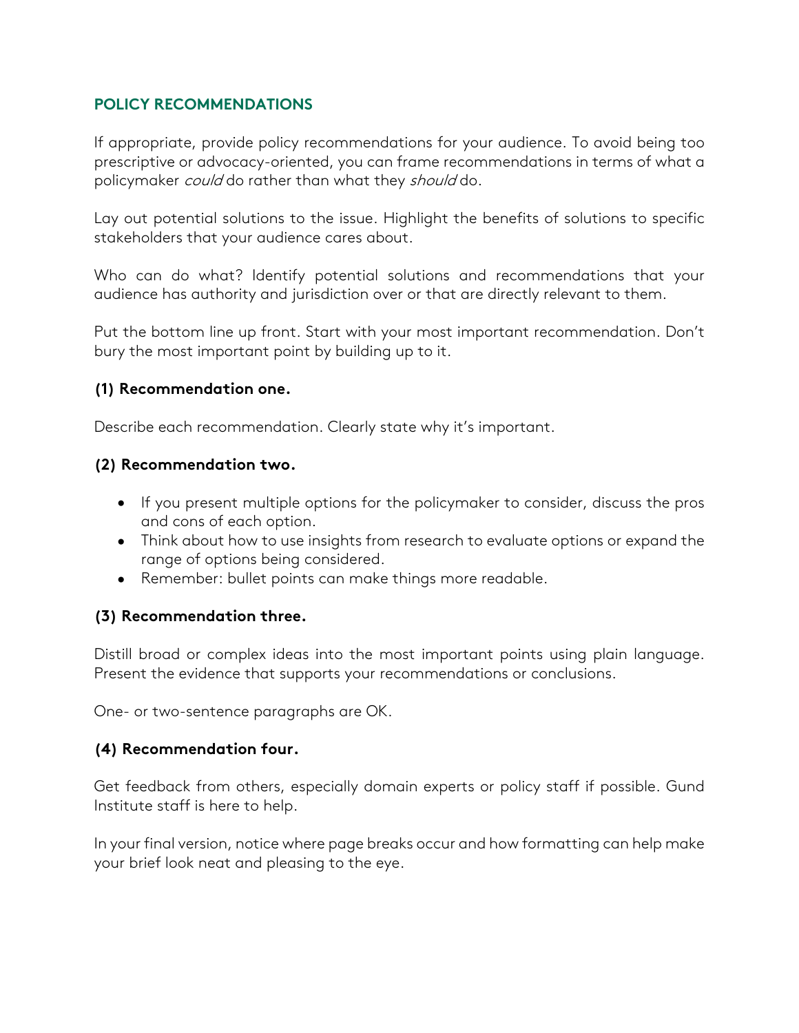## POLICY RECOMMENDATIONS

If appropriate, provide policy recommendations for your audience. To avoid being too prescriptive or advocacy-oriented, you can frame recommendations in terms of what a policymaker *could* do rather than what they *should* do.

Lay out potential solutions to the issue. Highlight the benefits of solutions to specific stakeholders that your audience cares about.

Who can do what? Identify potential solutions and recommendations that your audience has authority and jurisdiction over or that are directly relevant to them.

Put the bottom line up front. Start with your most important recommendation. Don't bury the most important point by building up to it.

### (1) Recommendation one.

Describe each recommendation. Clearly state why it's important.

### (2) Recommendation two.

- If you present multiple options for the policymaker to consider, discuss the pros and cons of each option.
- Think about how to use insights from research to evaluate options or expand the range of options being considered.
- Remember: bullet points can make things more readable.

### (3) Recommendation three.

Distill broad or complex ideas into the most important points using plain language. Present the evidence that supports your recommendations or conclusions.

One- or two-sentence paragraphs are OK.

### (4) Recommendation four.

Get feedback from others, especially domain experts or policy staff if possible. Gund Institute staff is here to help.

In your final version, notice where page breaks occur and how formatting can help make your brief look neat and pleasing to the eye.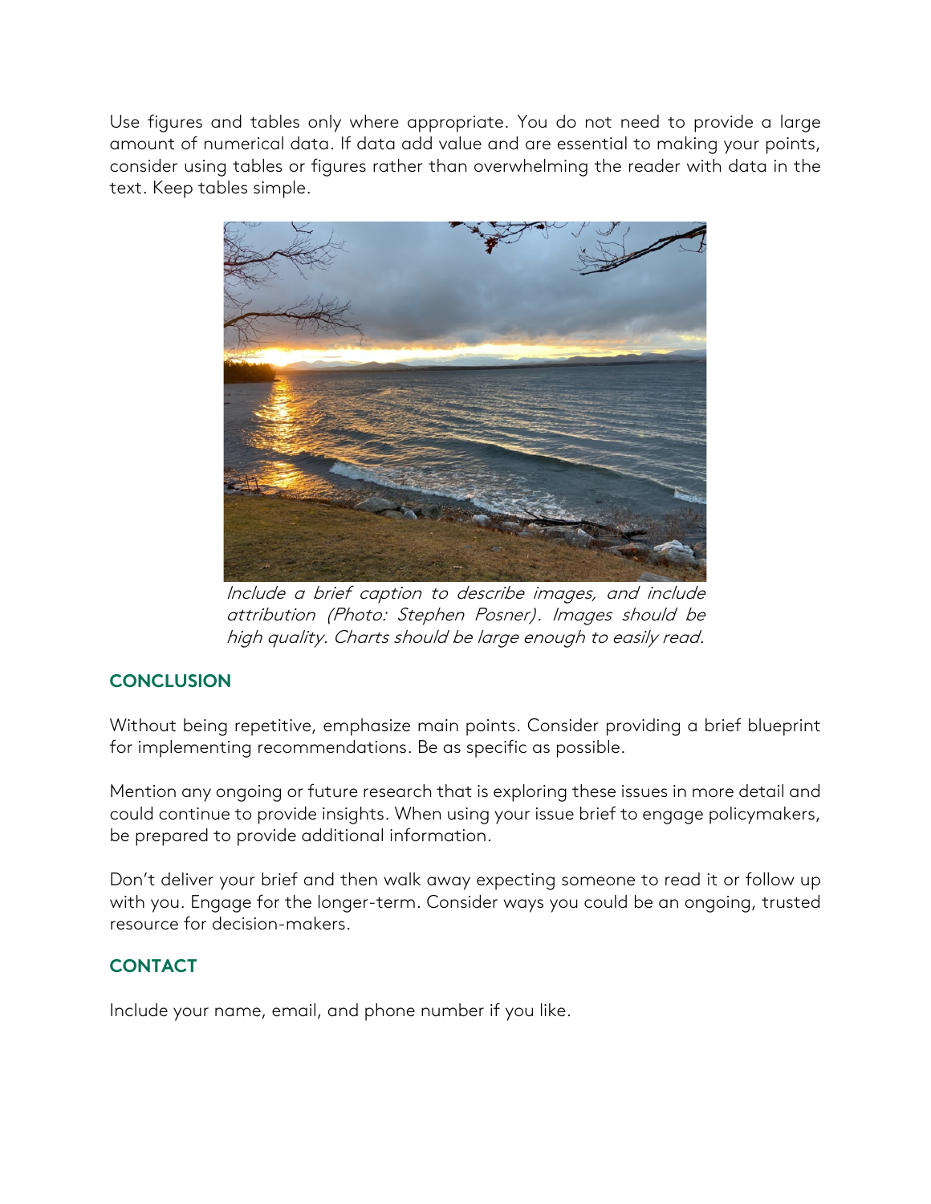Use figures and tables only where appropriate. You do not need to provide a large amount of numerical data. If data add value and are essential to making your points, consider using tables or figures rather than overwhelming the reader with data in the text. Keep tables simple.

*Include a brief caption to describe images, and include attribution (Photo: Stephen Posner). Images should be high quality. Charts should be large enough to easily read.*

## CONCLUSION

Without being repetitive, emphasize main points. Consider providing a brief blueprint for implementing recommendations. Be as specific as possible.

Mention any ongoing or future research that is exploring these issues in more detail and could continue to provide insights. When using your issue brief to engage policymakers, be prepared to provide additional information.

Don't deliver your brief and then walk away expecting someone to read it or follow up with you. Engage for the longer-term. Consider ways you could be an ongoing, trusted resource for decision-makers.

## CONTACT

Include your name, email, and phone number if you like.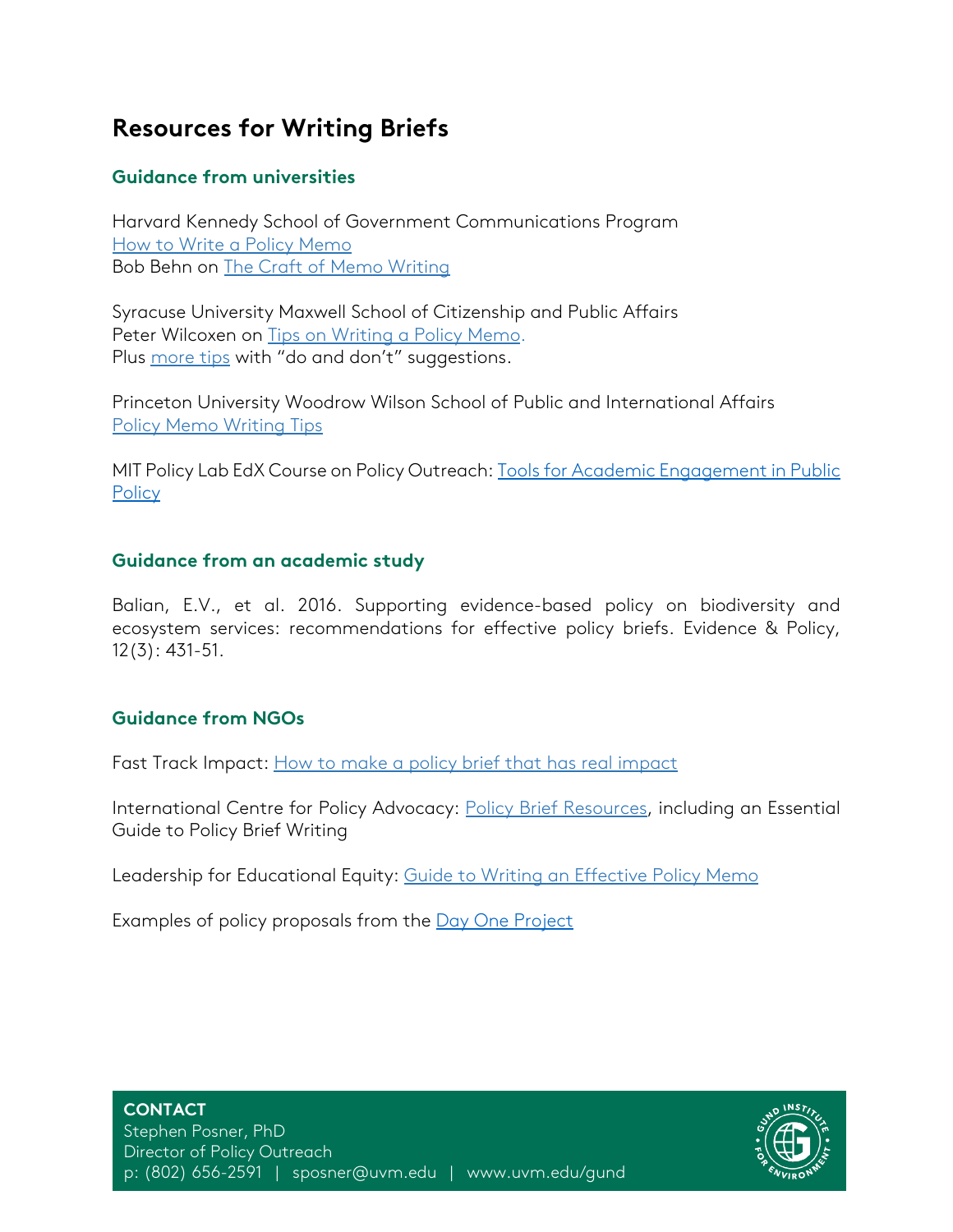# Resources for Writing Briefs

## Guidance from universities

Harvard Kennedy School of Government Communications Program
How to Write a Policy Memo
Bob Behn on The Craft of Memo Writing

Syracuse University Maxwell School of Citizenship and Public Affairs
Peter Wilcoxen on Tips on Writing a Policy Memo.
Plus more tips with "do and don't" suggestions.

Princeton University Woodrow Wilson School of Public and International Affairs
Policy Memo Writing Tips

MIT Policy Lab EdX Course on Policy Outreach: Tools for Academic Engagement in Public Policy

## Guidance from an academic study

Balian, E.V., et al. 2016. Supporting evidence-based policy on biodiversity and ecosystem services: recommendations for effective policy briefs. Evidence & Policy, 12(3): 431-51.

## Guidance from NGOs

Fast Track Impact: How to make a policy brief that has real impact

International Centre for Policy Advocacy: Policy Brief Resources, including an Essential Guide to Policy Brief Writing

Leadership for Educational Equity: Guide to Writing an Effective Policy Memo

Examples of policy proposals from the Day One Project

**CONTACT**
Stephen Posner, PhD
Director of Policy Outreach
p: (802) 656-2591 | sposner@uvm.edu | www.uvm.edu/gund